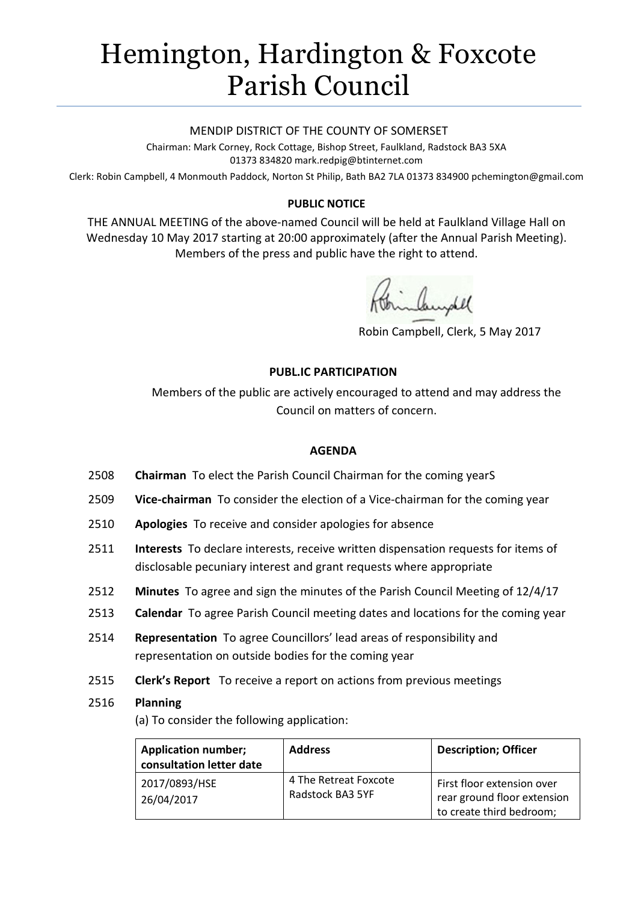# Hemington, Hardington & Foxcote Parish Council

MENDIP DISTRICT OF THE COUNTY OF SOMERSET

Chairman: Mark Corney, Rock Cottage, Bishop Street, Faulkland, Radstock BA3 5XA
01373 834820 mark.redpig@btinternet.com

Clerk: Robin Campbell, 4 Monmouth Paddock, Norton St Philip, Bath BA2 7LA 01373 834900 pchemington@gmail.com

**PUBLIC NOTICE**

THE ANNUAL MEETING of the above-named Council will be held at Faulkland Village Hall on Wednesday 10 May 2017 starting at 20:00 approximately (after the Annual Parish Meeting). Members of the press and public have the right to attend.

Robin Campbell, Clerk, 5 May 2017

**PUBL.IC PARTICIPATION**

Members of the public are actively encouraged to attend and may address the Council on matters of concern.

**AGENDA**

2508 **Chairman** To elect the Parish Council Chairman for the coming yearS

2509 **Vice-chairman** To consider the election of a Vice-chairman for the coming year

2510 **Apologies** To receive and consider apologies for absence

2511 **Interests** To declare interests, receive written dispensation requests for items of disclosable pecuniary interest and grant requests where appropriate

2512 **Minutes** To agree and sign the minutes of the Parish Council Meeting of 12/4/17

2513 **Calendar** To agree Parish Council meeting dates and locations for the coming year

2514 **Representation** To agree Councillors' lead areas of responsibility and representation on outside bodies for the coming year

2515 **Clerk's Report** To receive a report on actions from previous meetings

2516 **Planning**

(a) To consider the following application:

| Application number; consultation letter date | Address | Description; Officer |
| --- | --- | --- |
| 2017/0893/HSE 26/04/2017 | 4 The Retreat Foxcote Radstock BA3 5YF | First floor extension over rear ground floor extension to create third bedroom; |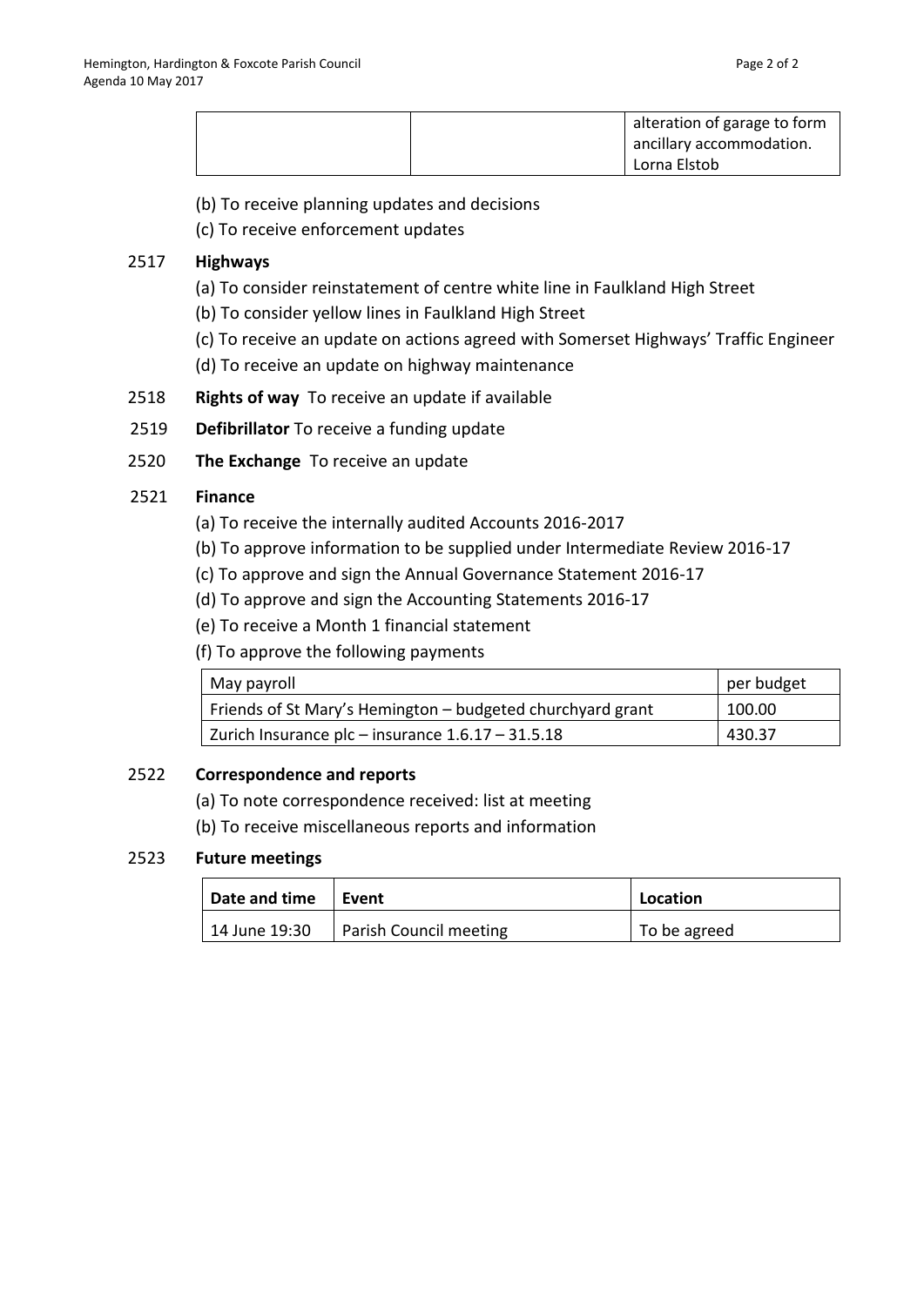| | | |
|---|---|---|
| | | alteration of garage to form ancillary accommodation. Lorna Elstob |

(b) To receive planning updates and decisions

(c) To receive enforcement updates

**2517 Highways**

(a) To consider reinstatement of centre white line in Faulkland High Street

(b) To consider yellow lines in Faulkland High Street

(c) To receive an update on actions agreed with Somerset Highways' Traffic Engineer

(d) To receive an update on highway maintenance

2518 **Rights of way** To receive an update if available

2519 **Defibrillator** To receive a funding update

2520 **The Exchange** To receive an update

**2521 Finance**

(a) To receive the internally audited Accounts 2016-2017

(b) To approve information to be supplied under Intermediate Review 2016-17

(c) To approve and sign the Annual Governance Statement 2016-17

(d) To approve and sign the Accounting Statements 2016-17

(e) To receive a Month 1 financial statement

(f) To approve the following payments

| | |
|---|---|
| May payroll | per budget |
| Friends of St Mary's Hemington – budgeted churchyard grant | 100.00 |
| Zurich Insurance plc – insurance 1.6.17 – 31.5.18 | 430.37 |

**2522 Correspondence and reports**

(a) To note correspondence received: list at meeting

(b) To receive miscellaneous reports and information

**2523 Future meetings**

| Date and time | Event | Location |
|---|---|---|
| 14 June 19:30 | Parish Council meeting | To be agreed |